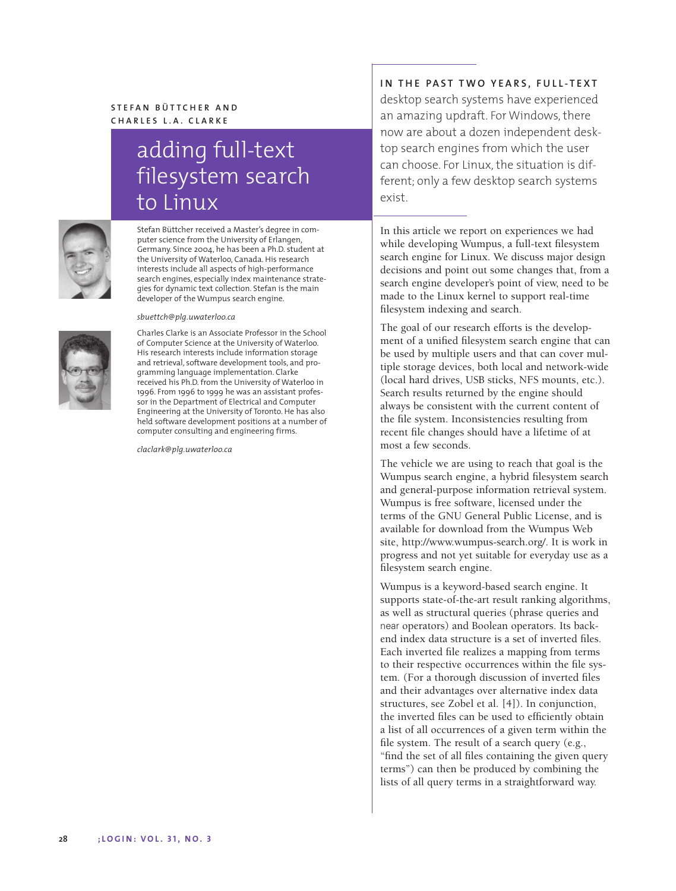STEFAN BÜTTCHER AND CHARLES L.A. CLARKE

# adding full-text filesystem search to Linux

Stefan Büttcher received a Master's degree in computer science from the University of Erlangen, Germany. Since 2004, he has been a Ph.D. student at the University of Waterloo, Canada. His research interests include all aspects of high-performance search engines, especially index maintenance strategies for dynamic text collection. Stefan is the main developer of the Wumpus search engine.

*sbuettch@plg.uwaterloo.ca*

Charles Clarke is an Associate Professor in the School of Computer Science at the University of Waterloo. His research interests include information storage and retrieval, software development tools, and programming language implementation. Clarke received his Ph.D. from the University of Waterloo in 1996. From 1996 to 1999 he was an assistant professor in the Department of Electrical and Computer Engineering at the University of Toronto. He has also held software development positions at a number of computer consulting and engineering firms.

*claclark@plg.uwaterloo.ca*

IN THE PAST TWO YEARS, FULL-TEXT desktop search systems have experienced an amazing updraft. For Windows, there now are about a dozen independent desktop search engines from which the user can choose. For Linux, the situation is different; only a few desktop search systems exist.

In this article we report on experiences we had while developing Wumpus, a full-text filesystem search engine for Linux. We discuss major design decisions and point out some changes that, from a search engine developer's point of view, need to be made to the Linux kernel to support real-time filesystem indexing and search.

The goal of our research efforts is the development of a unified filesystem search engine that can be used by multiple users and that can cover multiple storage devices, both local and network-wide (local hard drives, USB sticks, NFS mounts, etc.). Search results returned by the engine should always be consistent with the current content of the file system. Inconsistencies resulting from recent file changes should have a lifetime of at most a few seconds.

The vehicle we are using to reach that goal is the Wumpus search engine, a hybrid filesystem search and general-purpose information retrieval system. Wumpus is free software, licensed under the terms of the GNU General Public License, and is available for download from the Wumpus Web site, http://www.wumpus-search.org/. It is work in progress and not yet suitable for everyday use as a filesystem search engine.

Wumpus is a keyword-based search engine. It supports state-of-the-art result ranking algorithms, as well as structural queries (phrase queries and near operators) and Boolean operators. Its backend index data structure is a set of inverted files. Each inverted file realizes a mapping from terms to their respective occurrences within the file system. (For a thorough discussion of inverted files and their advantages over alternative index data structures, see Zobel et al. [4]). In conjunction, the inverted files can be used to efficiently obtain a list of all occurrences of a given term within the file system. The result of a search query (e.g., "find the set of all files containing the given query terms") can then be produced by combining the lists of all query terms in a straightforward way.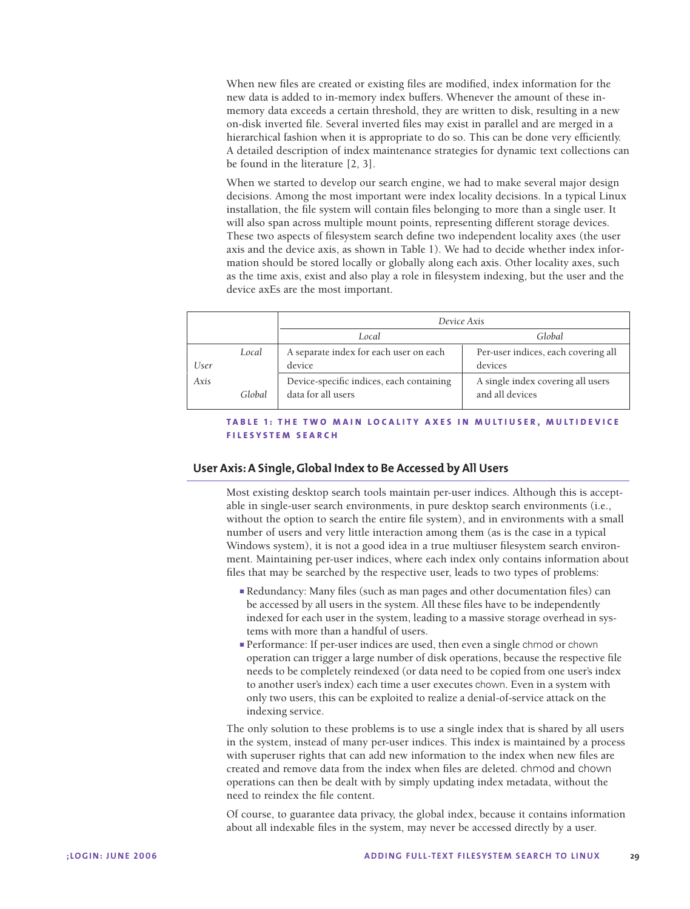When new files are created or existing files are modified, index information for the new data is added to in-memory index buffers. Whenever the amount of these in-memory data exceeds a certain threshold, they are written to disk, resulting in a new on-disk inverted file. Several inverted files may exist in parallel and are merged in a hierarchical fashion when it is appropriate to do so. This can be done very efficiently. A detailed description of index maintenance strategies for dynamic text collections can be found in the literature [2, 3].

When we started to develop our search engine, we had to make several major design decisions. Among the most important were index locality decisions. In a typical Linux installation, the file system will contain files belonging to more than a single user. It will also span across multiple mount points, representing different storage devices. These two aspects of filesystem search define two independent locality axes (the user axis and the device axis, as shown in Table 1). We had to decide whether index information should be stored locally or globally along each axis. Other locality axes, such as the time axis, exist and also play a role in filesystem indexing, but the user and the device axEs are the most important.

| | | *Device Axis* | |
|---|---|---|---|
| | | *Local* | *Global* |
| *User Axis* | *Local* | A separate index for each user on each device | Per-user indices, each covering all devices |
| | *Global* | Device-specific indices, each containing data for all users | A single index covering all users and all devices |

**TABLE 1: THE TWO MAIN LOCALITY AXES IN MULTIUSER, MULTIDEVICE FILESYSTEM SEARCH**

## User Axis: A Single, Global Index to Be Accessed by All Users

Most existing desktop search tools maintain per-user indices. Although this is acceptable in single-user search environments, in pure desktop search environments (i.e., without the option to search the entire file system), and in environments with a small number of users and very little interaction among them (as is the case in a typical Windows system), it is not a good idea in a true multiuser filesystem search environment. Maintaining per-user indices, where each index only contains information about files that may be searched by the respective user, leads to two types of problems:

- Redundancy: Many files (such as man pages and other documentation files) can be accessed by all users in the system. All these files have to be independently indexed for each user in the system, leading to a massive storage overhead in systems with more than a handful of users.
- Performance: If per-user indices are used, then even a single `chmod` or `chown` operation can trigger a large number of disk operations, because the respective file needs to be completely reindexed (or data need to be copied from one user's index to another user's index) each time a user executes `chown`. Even in a system with only two users, this can be exploited to realize a denial-of-service attack on the indexing service.

The only solution to these problems is to use a single index that is shared by all users in the system, instead of many per-user indices. This index is maintained by a process with superuser rights that can add new information to the index when new files are created and remove data from the index when files are deleted. `chmod` and `chown` operations can then be dealt with by simply updating index metadata, without the need to reindex the file content.

Of course, to guarantee data privacy, the global index, because it contains information about all indexable files in the system, may never be accessed directly by a user.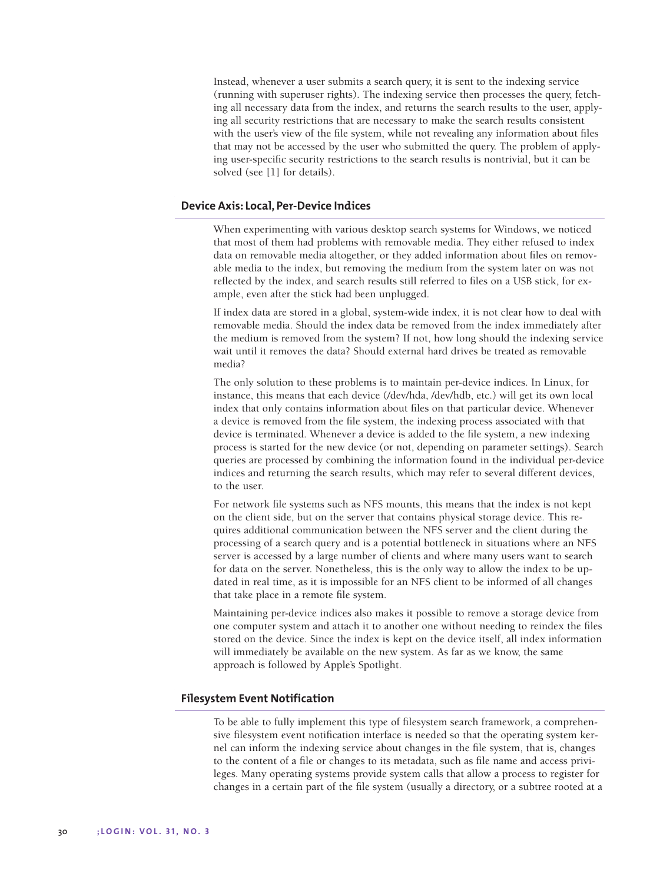Instead, whenever a user submits a search query, it is sent to the indexing service (running with superuser rights). The indexing service then processes the query, fetching all necessary data from the index, and returns the search results to the user, applying all security restrictions that are necessary to make the search results consistent with the user's view of the file system, while not revealing any information about files that may not be accessed by the user who submitted the query. The problem of applying user-specific security restrictions to the search results is nontrivial, but it can be solved (see [1] for details).

## Device Axis: Local, Per-Device Indices

When experimenting with various desktop search systems for Windows, we noticed that most of them had problems with removable media. They either refused to index data on removable media altogether, or they added information about files on removable media to the index, but removing the medium from the system later on was not reflected by the index, and search results still referred to files on a USB stick, for example, even after the stick had been unplugged.

If index data are stored in a global, system-wide index, it is not clear how to deal with removable media. Should the index data be removed from the index immediately after the medium is removed from the system? If not, how long should the indexing service wait until it removes the data? Should external hard drives be treated as removable media?

The only solution to these problems is to maintain per-device indices. In Linux, for instance, this means that each device (/dev/hda, /dev/hdb, etc.) will get its own local index that only contains information about files on that particular device. Whenever a device is removed from the file system, the indexing process associated with that device is terminated. Whenever a device is added to the file system, a new indexing process is started for the new device (or not, depending on parameter settings). Search queries are processed by combining the information found in the individual per-device indices and returning the search results, which may refer to several different devices, to the user.

For network file systems such as NFS mounts, this means that the index is not kept on the client side, but on the server that contains physical storage device. This requires additional communication between the NFS server and the client during the processing of a search query and is a potential bottleneck in situations where an NFS server is accessed by a large number of clients and where many users want to search for data on the server. Nonetheless, this is the only way to allow the index to be updated in real time, as it is impossible for an NFS client to be informed of all changes that take place in a remote file system.

Maintaining per-device indices also makes it possible to remove a storage device from one computer system and attach it to another one without needing to reindex the files stored on the device. Since the index is kept on the device itself, all index information will immediately be available on the new system. As far as we know, the same approach is followed by Apple's Spotlight.

## Filesystem Event Notification

To be able to fully implement this type of filesystem search framework, a comprehensive filesystem event notification interface is needed so that the operating system kernel can inform the indexing service about changes in the file system, that is, changes to the content of a file or changes to its metadata, such as file name and access privileges. Many operating systems provide system calls that allow a process to register for changes in a certain part of the file system (usually a directory, or a subtree rooted at a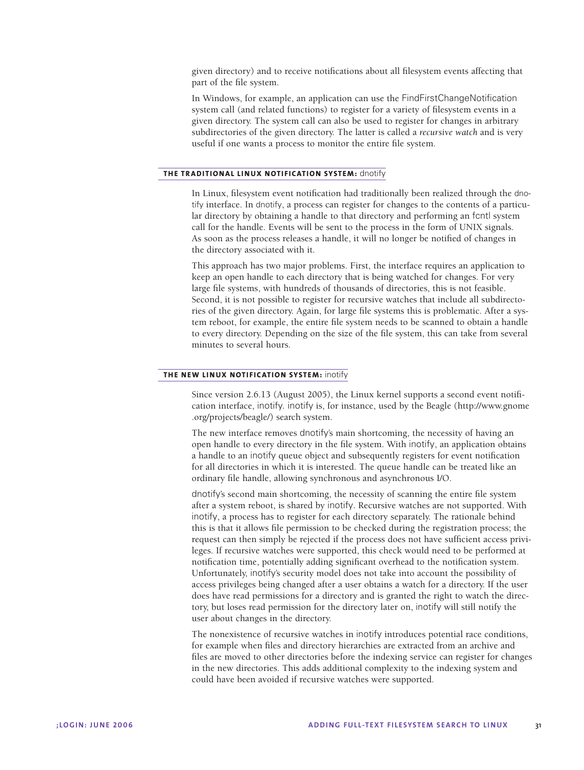given directory) and to receive notifications about all filesystem events affecting that part of the file system.

In Windows, for example, an application can use the FindFirstChangeNotification system call (and related functions) to register for a variety of filesystem events in a given directory. The system call can also be used to register for changes in arbitrary subdirectories of the given directory. The latter is called a *recursive watch* and is very useful if one wants a process to monitor the entire file system.

## THE TRADITIONAL LINUX NOTIFICATION SYSTEM: dnotify

In Linux, filesystem event notification had traditionally been realized through the dnotify interface. In dnotify, a process can register for changes to the contents of a particular directory by obtaining a handle to that directory and performing an fcntl system call for the handle. Events will be sent to the process in the form of UNIX signals. As soon as the process releases a handle, it will no longer be notified of changes in the directory associated with it.

This approach has two major problems. First, the interface requires an application to keep an open handle to each directory that is being watched for changes. For very large file systems, with hundreds of thousands of directories, this is not feasible. Second, it is not possible to register for recursive watches that include all subdirectories of the given directory. Again, for large file systems this is problematic. After a system reboot, for example, the entire file system needs to be scanned to obtain a handle to every directory. Depending on the size of the file system, this can take from several minutes to several hours.

## THE NEW LINUX NOTIFICATION SYSTEM: inotify

Since version 2.6.13 (August 2005), the Linux kernel supports a second event notification interface, inotify. inotify is, for instance, used by the Beagle (http://www.gnome.org/projects/beagle/) search system.

The new interface removes dnotify's main shortcoming, the necessity of having an open handle to every directory in the file system. With inotify, an application obtains a handle to an inotify queue object and subsequently registers for event notification for all directories in which it is interested. The queue handle can be treated like an ordinary file handle, allowing synchronous and asynchronous I/O.

dnotify's second main shortcoming, the necessity of scanning the entire file system after a system reboot, is shared by inotify. Recursive watches are not supported. With inotify, a process has to register for each directory separately. The rationale behind this is that it allows file permission to be checked during the registration process; the request can then simply be rejected if the process does not have sufficient access privileges. If recursive watches were supported, this check would need to be performed at notification time, potentially adding significant overhead to the notification system. Unfortunately, inotify's security model does not take into account the possibility of access privileges being changed after a user obtains a watch for a directory. If the user does have read permissions for a directory and is granted the right to watch the directory, but loses read permission for the directory later on, inotify will still notify the user about changes in the directory.

The nonexistence of recursive watches in inotify introduces potential race conditions, for example when files and directory hierarchies are extracted from an archive and files are moved to other directories before the indexing service can register for changes in the new directories. This adds additional complexity to the indexing system and could have been avoided if recursive watches were supported.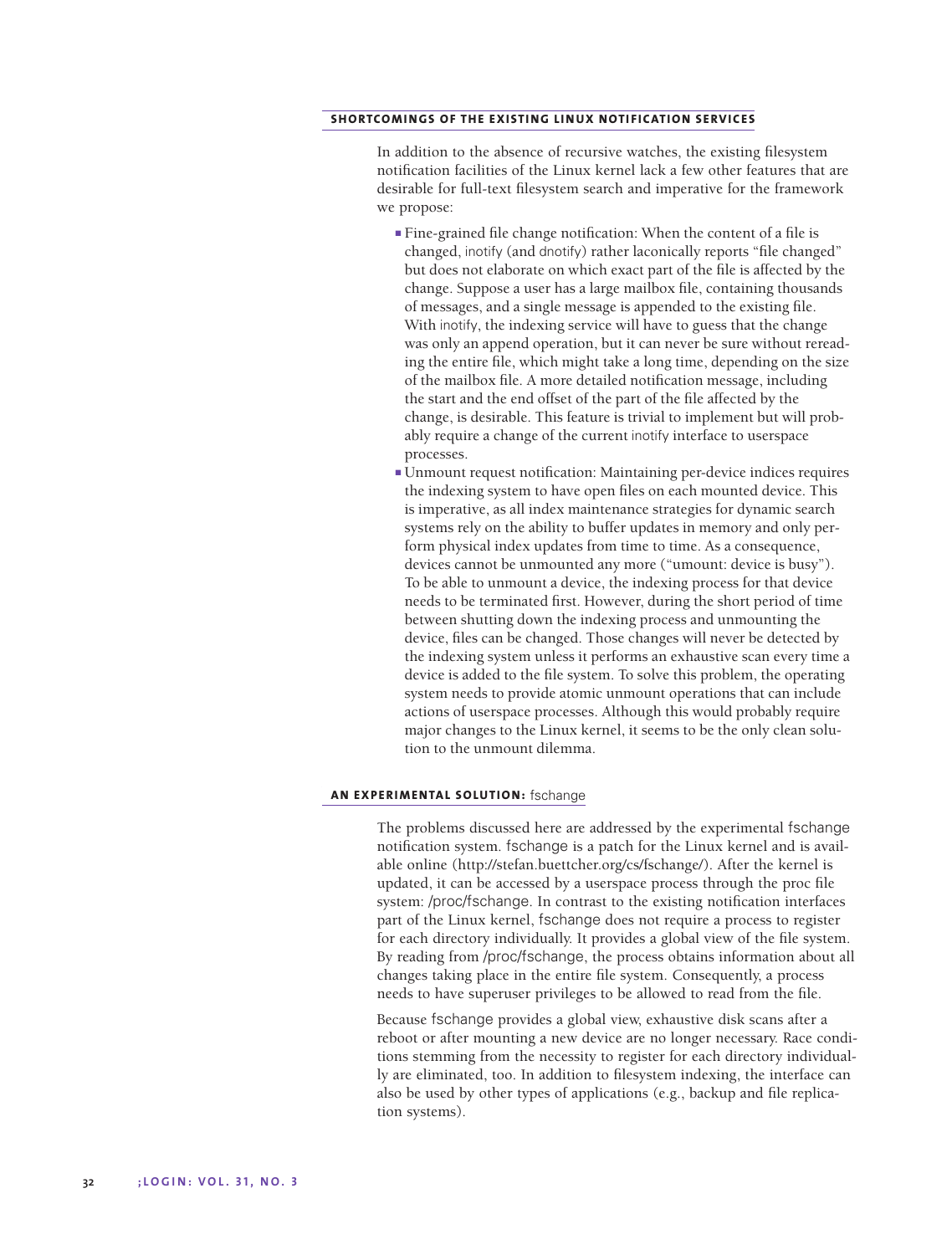## SHORTCOMINGS OF THE EXISTING LINUX NOTIFICATION SERVICES

In addition to the absence of recursive watches, the existing filesystem notification facilities of the Linux kernel lack a few other features that are desirable for full-text filesystem search and imperative for the framework we propose:

- Fine-grained file change notification: When the content of a file is changed, inotify (and dnotify) rather laconically reports "file changed" but does not elaborate on which exact part of the file is affected by the change. Suppose a user has a large mailbox file, containing thousands of messages, and a single message is appended to the existing file. With inotify, the indexing service will have to guess that the change was only an append operation, but it can never be sure without rereading the entire file, which might take a long time, depending on the size of the mailbox file. A more detailed notification message, including the start and the end offset of the part of the file affected by the change, is desirable. This feature is trivial to implement but will probably require a change of the current inotify interface to userspace processes.
- Unmount request notification: Maintaining per-device indices requires the indexing system to have open files on each mounted device. This is imperative, as all index maintenance strategies for dynamic search systems rely on the ability to buffer updates in memory and only perform physical index updates from time to time. As a consequence, devices cannot be unmounted any more ("umount: device is busy"). To be able to unmount a device, the indexing process for that device needs to be terminated first. However, during the short period of time between shutting down the indexing process and unmounting the device, files can be changed. Those changes will never be detected by the indexing system unless it performs an exhaustive scan every time a device is added to the file system. To solve this problem, the operating system needs to provide atomic unmount operations that can include actions of userspace processes. Although this would probably require major changes to the Linux kernel, it seems to be the only clean solution to the unmount dilemma.

## AN EXPERIMENTAL SOLUTION: fschange

The problems discussed here are addressed by the experimental fschange notification system. fschange is a patch for the Linux kernel and is available online (http://stefan.buettcher.org/cs/fschange/). After the kernel is updated, it can be accessed by a userspace process through the proc file system: /proc/fschange. In contrast to the existing notification interfaces part of the Linux kernel, fschange does not require a process to register for each directory individually. It provides a global view of the file system. By reading from /proc/fschange, the process obtains information about all changes taking place in the entire file system. Consequently, a process needs to have superuser privileges to be allowed to read from the file.

Because fschange provides a global view, exhaustive disk scans after a reboot or after mounting a new device are no longer necessary. Race conditions stemming from the necessity to register for each directory individually are eliminated, too. In addition to filesystem indexing, the interface can also be used by other types of applications (e.g., backup and file replication systems).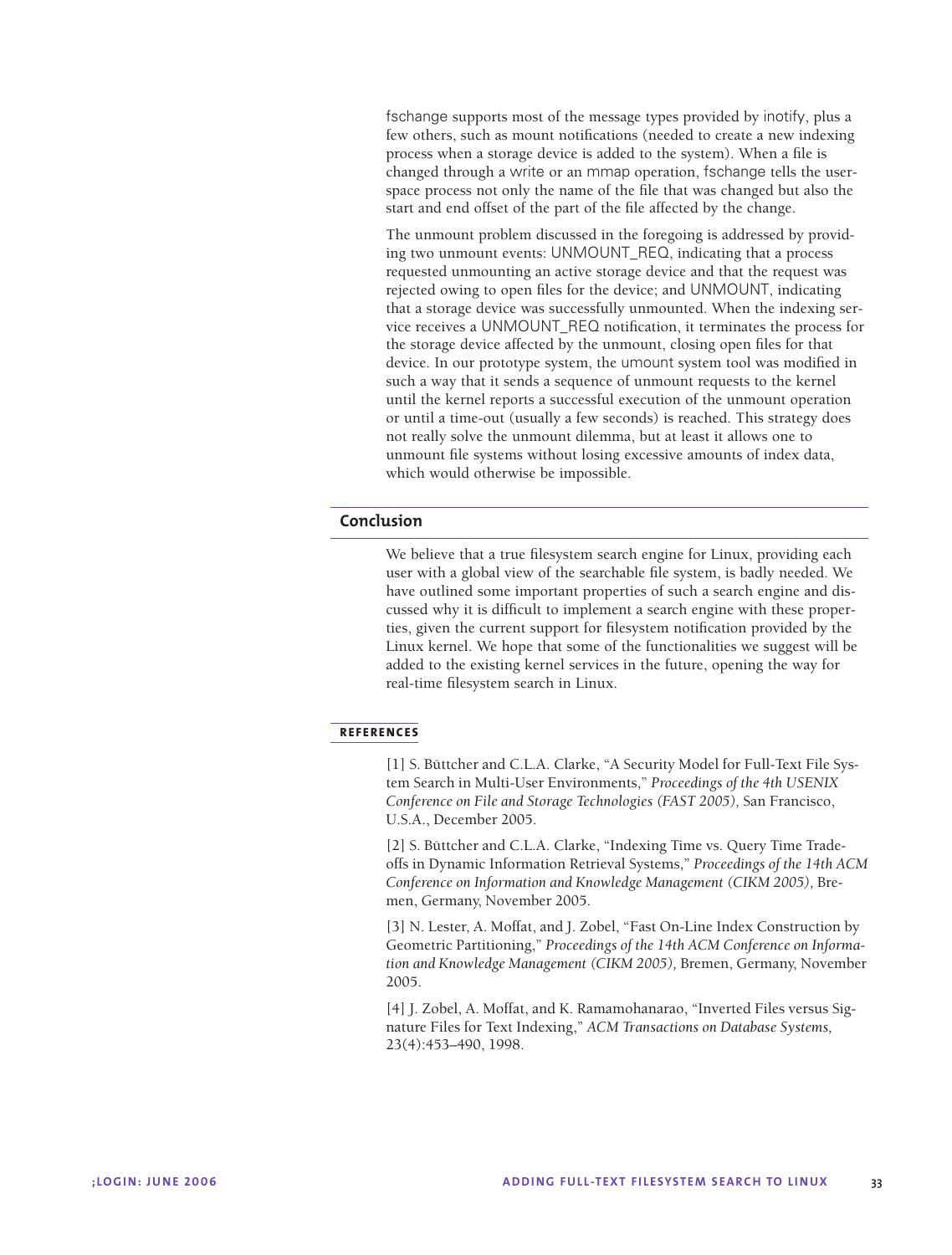fschange supports most of the message types provided by inotify, plus a few others, such as mount notifications (needed to create a new indexing process when a storage device is added to the system). When a file is changed through a write or an mmap operation, fschange tells the user-space process not only the name of the file that was changed but also the start and end offset of the part of the file affected by the change.

The unmount problem discussed in the foregoing is addressed by providing two unmount events: UNMOUNT_REQ, indicating that a process requested unmounting an active storage device and that the request was rejected owing to open files for the device; and UNMOUNT, indicating that a storage device was successfully unmounted. When the indexing service receives a UNMOUNT_REQ notification, it terminates the process for the storage device affected by the unmount, closing open files for that device. In our prototype system, the umount system tool was modified in such a way that it sends a sequence of unmount requests to the kernel until the kernel reports a successful execution of the unmount operation or until a time-out (usually a few seconds) is reached. This strategy does not really solve the unmount dilemma, but at least it allows one to unmount file systems without losing excessive amounts of index data, which would otherwise be impossible.

## Conclusion

We believe that a true filesystem search engine for Linux, providing each user with a global view of the searchable file system, is badly needed. We have outlined some important properties of such a search engine and discussed why it is difficult to implement a search engine with these properties, given the current support for filesystem notification provided by the Linux kernel. We hope that some of the functionalities we suggest will be added to the existing kernel services in the future, opening the way for real-time filesystem search in Linux.

### REFERENCES

[1] S. Büttcher and C.L.A. Clarke, "A Security Model for Full-Text File System Search in Multi-User Environments," *Proceedings of the 4th USENIX Conference on File and Storage Technologies (FAST 2005)*, San Francisco, U.S.A., December 2005.

[2] S. Büttcher and C.L.A. Clarke, "Indexing Time vs. Query Time Tradeoffs in Dynamic Information Retrieval Systems," *Proceedings of the 14th ACM Conference on Information and Knowledge Management (CIKM 2005)*, Bremen, Germany, November 2005.

[3] N. Lester, A. Moffat, and J. Zobel, "Fast On-Line Index Construction by Geometric Partitioning," *Proceedings of the 14th ACM Conference on Information and Knowledge Management (CIKM 2005)*, Bremen, Germany, November 2005.

[4] J. Zobel, A. Moffat, and K. Ramamohanarao, "Inverted Files versus Signature Files for Text Indexing," *ACM Transactions on Database Systems*, 23(4):453–490, 1998.